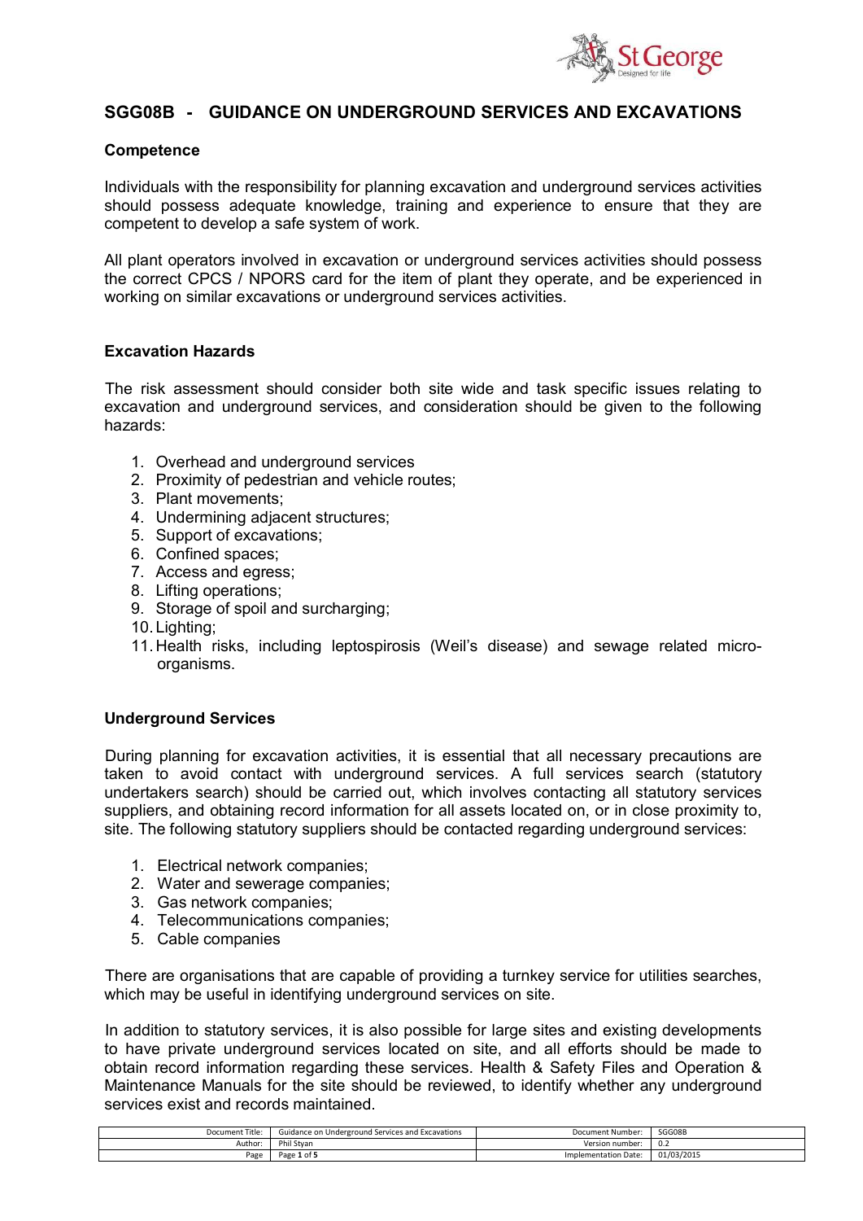# SGG08B - GUIDANCE ON UNDERGROUND SERVICES AND EXCAVATIONS

## Competence

Individuals with the responsibility for planning excavation and underground services activities should possess adequate knowledge, training and experience to ensure that they are competent to develop a safe system of work.

All plant operators involved in excavation or underground services activities should possess the correct CPCS / NPORS card for the item of plant they operate, and be experienced in working on similar excavations or underground services activities.

## Excavation Hazards

The risk assessment should consider both site wide and task specific issues relating to excavation and underground services, and consideration should be given to the following hazards:

1. Overhead and underground services
2. Proximity of pedestrian and vehicle routes;
3. Plant movements;
4. Undermining adjacent structures;
5. Support of excavations;
6. Confined spaces;
7. Access and egress;
8. Lifting operations;
9. Storage of spoil and surcharging;
10. Lighting;
11. Health risks, including leptospirosis (Weil's disease) and sewage related micro-organisms.

## Underground Services

During planning for excavation activities, it is essential that all necessary precautions are taken to avoid contact with underground services. A full services search (statutory undertakers search) should be carried out, which involves contacting all statutory services suppliers, and obtaining record information for all assets located on, or in close proximity to, site. The following statutory suppliers should be contacted regarding underground services:

1. Electrical network companies;
2. Water and sewerage companies;
3. Gas network companies;
4. Telecommunications companies;
5. Cable companies

There are organisations that are capable of providing a turnkey service for utilities searches, which may be useful in identifying underground services on site.

In addition to statutory services, it is also possible for large sites and existing developments to have private underground services located on site, and all efforts should be made to obtain record information regarding these services. Health & Safety Files and Operation & Maintenance Manuals for the site should be reviewed, to identify whether any underground services exist and records maintained.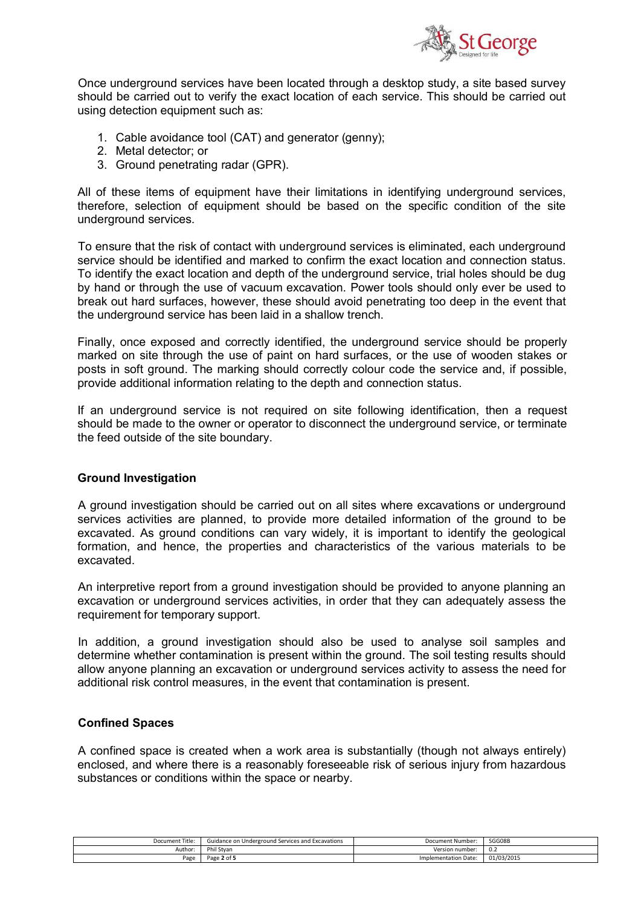Once underground services have been located through a desktop study, a site based survey should be carried out to verify the exact location of each service. This should be carried out using detection equipment such as:

1. Cable avoidance tool (CAT) and generator (genny);
2. Metal detector; or
3. Ground penetrating radar (GPR).

All of these items of equipment have their limitations in identifying underground services, therefore, selection of equipment should be based on the specific condition of the site underground services.

To ensure that the risk of contact with underground services is eliminated, each underground service should be identified and marked to confirm the exact location and connection status. To identify the exact location and depth of the underground service, trial holes should be dug by hand or through the use of vacuum excavation. Power tools should only ever be used to break out hard surfaces, however, these should avoid penetrating too deep in the event that the underground service has been laid in a shallow trench.

Finally, once exposed and correctly identified, the underground service should be properly marked on site through the use of paint on hard surfaces, or the use of wooden stakes or posts in soft ground. The marking should correctly colour code the service and, if possible, provide additional information relating to the depth and connection status.

If an underground service is not required on site following identification, then a request should be made to the owner or operator to disconnect the underground service, or terminate the feed outside of the site boundary.

## Ground Investigation

A ground investigation should be carried out on all sites where excavations or underground services activities are planned, to provide more detailed information of the ground to be excavated. As ground conditions can vary widely, it is important to identify the geological formation, and hence, the properties and characteristics of the various materials to be excavated.

An interpretive report from a ground investigation should be provided to anyone planning an excavation or underground services activities, in order that they can adequately assess the requirement for temporary support.

In addition, a ground investigation should also be used to analyse soil samples and determine whether contamination is present within the ground. The soil testing results should allow anyone planning an excavation or underground services activity to assess the need for additional risk control measures, in the event that contamination is present.

## Confined Spaces

A confined space is created when a work area is substantially (though not always entirely) enclosed, and where there is a reasonably foreseeable risk of serious injury from hazardous substances or conditions within the space or nearby.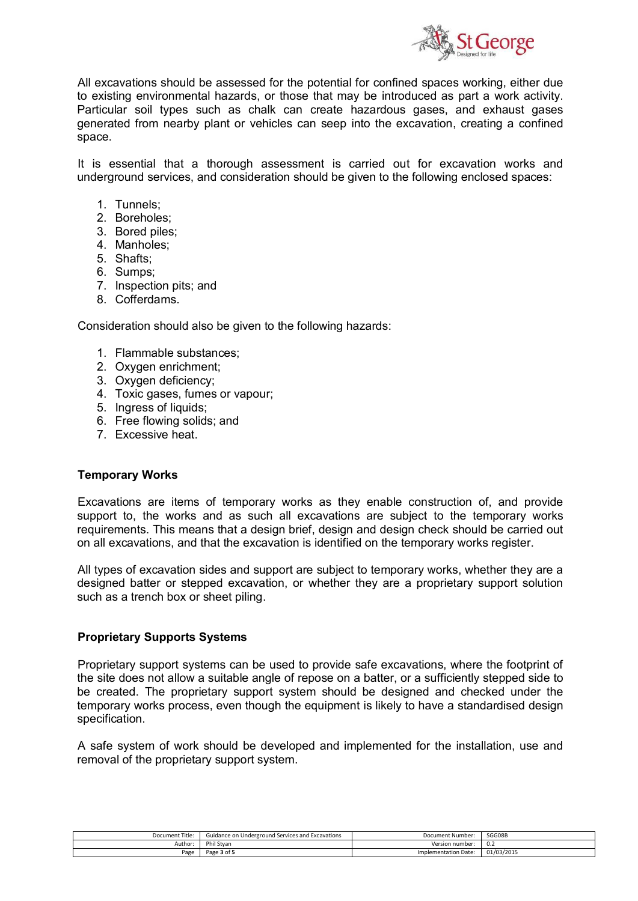All excavations should be assessed for the potential for confined spaces working, either due to existing environmental hazards, or those that may be introduced as part a work activity. Particular soil types such as chalk can create hazardous gases, and exhaust gases generated from nearby plant or vehicles can seep into the excavation, creating a confined space.

It is essential that a thorough assessment is carried out for excavation works and underground services, and consideration should be given to the following enclosed spaces:

1. Tunnels;
2. Boreholes;
3. Bored piles;
4. Manholes;
5. Shafts;
6. Sumps;
7. Inspection pits; and
8. Cofferdams.

Consideration should also be given to the following hazards:

1. Flammable substances;
2. Oxygen enrichment;
3. Oxygen deficiency;
4. Toxic gases, fumes or vapour;
5. Ingress of liquids;
6. Free flowing solids; and
7. Excessive heat.

## Temporary Works

Excavations are items of temporary works as they enable construction of, and provide support to, the works and as such all excavations are subject to the temporary works requirements. This means that a design brief, design and design check should be carried out on all excavations, and that the excavation is identified on the temporary works register.

All types of excavation sides and support are subject to temporary works, whether they are a designed batter or stepped excavation, or whether they are a proprietary support solution such as a trench box or sheet piling.

## Proprietary Supports Systems

Proprietary support systems can be used to provide safe excavations, where the footprint of the site does not allow a suitable angle of repose on a batter, or a sufficiently stepped side to be created. The proprietary support system should be designed and checked under the temporary works process, even though the equipment is likely to have a standardised design specification.

A safe system of work should be developed and implemented for the installation, use and removal of the proprietary support system.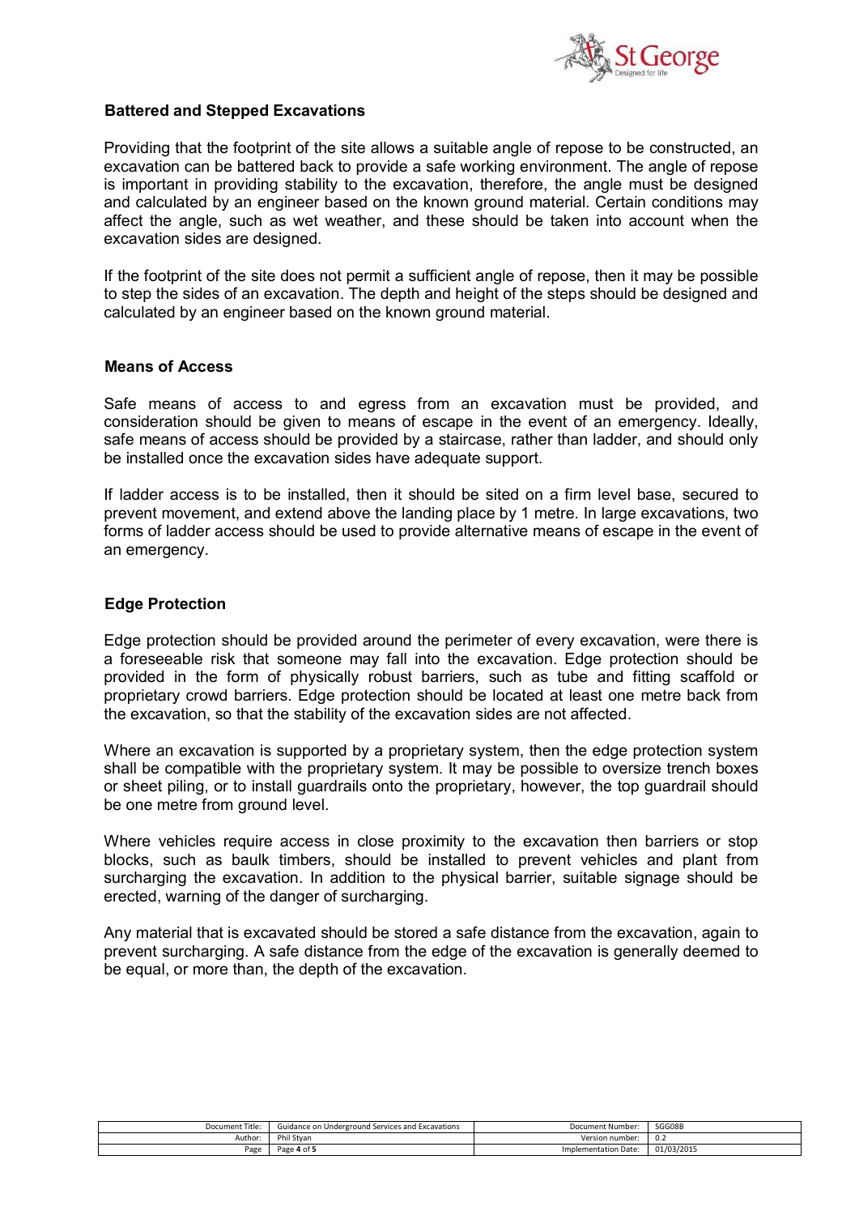## Battered and Stepped Excavations

Providing that the footprint of the site allows a suitable angle of repose to be constructed, an excavation can be battered back to provide a safe working environment. The angle of repose is important in providing stability to the excavation, therefore, the angle must be designed and calculated by an engineer based on the known ground material. Certain conditions may affect the angle, such as wet weather, and these should be taken into account when the excavation sides are designed.

If the footprint of the site does not permit a sufficient angle of repose, then it may be possible to step the sides of an excavation. The depth and height of the steps should be designed and calculated by an engineer based on the known ground material.

## Means of Access

Safe means of access to and egress from an excavation must be provided, and consideration should be given to means of escape in the event of an emergency. Ideally, safe means of access should be provided by a staircase, rather than ladder, and should only be installed once the excavation sides have adequate support.

If ladder access is to be installed, then it should be sited on a firm level base, secured to prevent movement, and extend above the landing place by 1 metre. In large excavations, two forms of ladder access should be used to provide alternative means of escape in the event of an emergency.

## Edge Protection

Edge protection should be provided around the perimeter of every excavation, were there is a foreseeable risk that someone may fall into the excavation. Edge protection should be provided in the form of physically robust barriers, such as tube and fitting scaffold or proprietary crowd barriers. Edge protection should be located at least one metre back from the excavation, so that the stability of the excavation sides are not affected.

Where an excavation is supported by a proprietary system, then the edge protection system shall be compatible with the proprietary system. It may be possible to oversize trench boxes or sheet piling, or to install guardrails onto the proprietary, however, the top guardrail should be one metre from ground level.

Where vehicles require access in close proximity to the excavation then barriers or stop blocks, such as baulk timbers, should be installed to prevent vehicles and plant from surcharging the excavation. In addition to the physical barrier, suitable signage should be erected, warning of the danger of surcharging.

Any material that is excavated should be stored a safe distance from the excavation, again to prevent surcharging. A safe distance from the edge of the excavation is generally deemed to be equal, or more than, the depth of the excavation.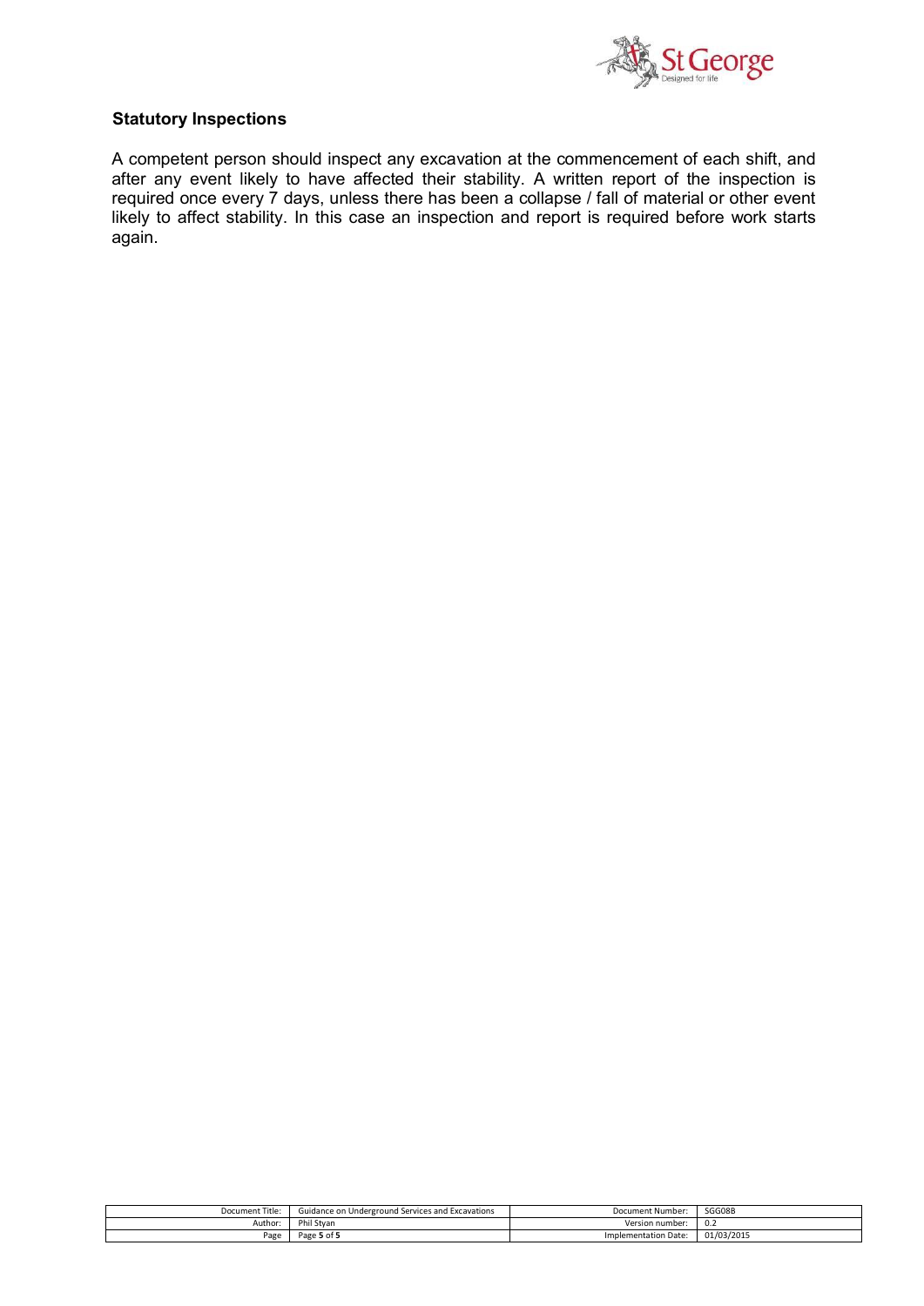### Statutory Inspections

A competent person should inspect any excavation at the commencement of each shift, and after any event likely to have affected their stability. A written report of the inspection is required once every 7 days, unless there has been a collapse / fall of material or other event likely to affect stability. In this case an inspection and report is required before work starts again.